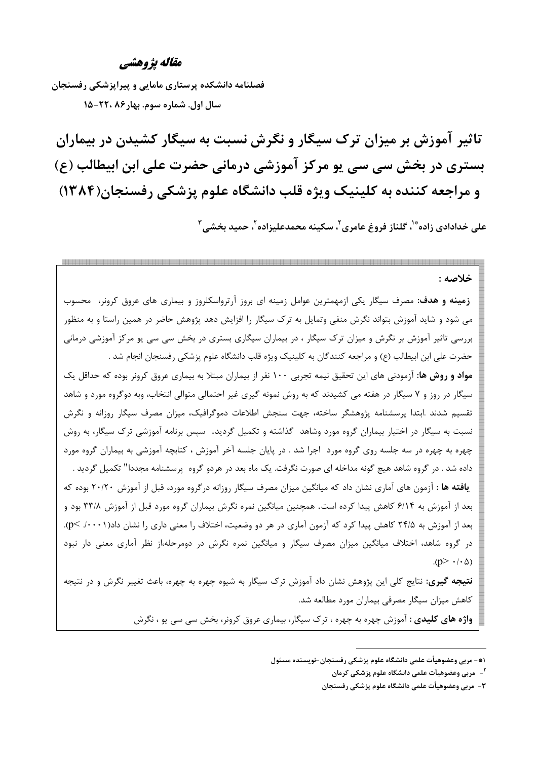***مقاله پژوهشی***

**فصلنامه دانشکده پرستاری مامایی و پیراپزشکی رفسنجان**

**سال اول. شماره سوم. بهار ۸۶ ،۲۲-۱۵**

# تاثیر آموزش بر میزان ترک سیگار و نگرش نسبت به سیگار کشیدن در بیماران بستری در بخش سی سی یو مرکز آموزشی درمانی حضرت علی ابن ابیطالب (ع) و مراجعه کننده به کلینیک ویژه قلب دانشگاه علوم پزشکی رفسنجان(۱۳۸۴)

**علی خدادادی زاده[*۱]، گلناز فروغ عامری[۲]، سکینه محمدعلیزاده[۲]، حمید بخشی[۳]**

**خلاصه :**

**زمینه و هدف:** مصرف سیگار یکی ازمهمترین عوامل زمینه ای بروز آرترواسکلروز و بیماری های عروق کرونر، محسوب می شود و شاید آموزش بتواند نگرش منفی وتمایل به ترک سیگار را افزایش دهد پژوهش حاضر در همین راستا و به منظور بررسی تاثیر آموزش بر نگرش و میزان ترک سیگار ، در بیماران سیگاری بستری در بخش سی سی یو مرکز آموزشی درمانی حضرت علی ابن ابیطالب (ع) و مراجعه کنندگان به کلینیک ویژه قلب دانشگاه علوم پزشکی رفسنجان انجام شد .

**مواد و روش ها:** آزمودنی های این تحقیق نیمه تجربی ۱۰۰ نفر از بیماران مبتلا به بیماری عروق کرونر بوده که حداقل یک سیگار در روز و ۷ سیگار در هفته می کشیدند که به روش نمونه گیری غیر احتمالی متوالی انتخاب، وبه دوگروه مورد و شاهد تقسیم شدند .ابتدا پرسشنامه پژوهشگر ساخته، جهت سنجش اطلاعات دموگرافیک، میزان مصرف سیگار روزانه و نگرش نسبت به سیگار در اختیار بیماران گروه مورد وشاهد گذاشته و تکمیل گردید. سپس برنامه آموزشی ترک سیگار، به روش چهره به چهره در سه جلسه روی گروه مورد اجرا شد . در پایان جلسه آخر آموزش ، کتابچه آموزشی به بیماران گروه مورد داده شد . در گروه شاهد هیچ گونه مداخله ای صورت نگرفت. یک ماه بعد در هردو گروه پرسشنامه مجددا" تکمیل گردید .

**یافته ها :** آزمون های آماری نشان داد که میانگین میزان مصرف سیگار روزانه درگروه مورد، قبل از آموزش ۲۰/۲۰ بوده که بعد از آموزش به ۶/۱۴ کاهش پیدا کرده است. همچنین میانگین نمره نگرش بیماران گروه مورد قبل از آموزش ۳۳/۸ بود و بعد از آموزش به ۲۴/۵ کاهش پیدا کرد که آزمون آماری در هر دو وضعیت، اختلاف را معنی داری را نشان داد($p<$ ۰/۰۰۱). در گروه شاهد، اختلاف میانگین میزان مصرف سیگار و میانگین نمره نگرش در دومرحله،از نظر آماری معنی دار نبود ($p>$ ۰/۰۵).

**نتیجه گیری:** نتایج کلی این پژوهش نشان داد آموزش ترک سیگار به شیوه چهره به چهره، باعث تغییر نگرش و در نتیجه کاهش میزان سیگار مصرفی بیماران مورد مطالعه شد.

**واژه های کلیدی :** آموزش چهره به چهره ، ترک سیگار، بیماری عروق کرونر، بخش سی سی یو ، نگرش

---

۱*- مربی وعضوهیأت علمی دانشگاه علوم پزشکی رفسنجان-نویسنده مسئول

۲- مربی وعضوهیأت علمی دانشگاه علوم پزشکی کرمان

۳- مربی وعضوهیأت علمی دانشگاه علوم پزشکی رفسنجان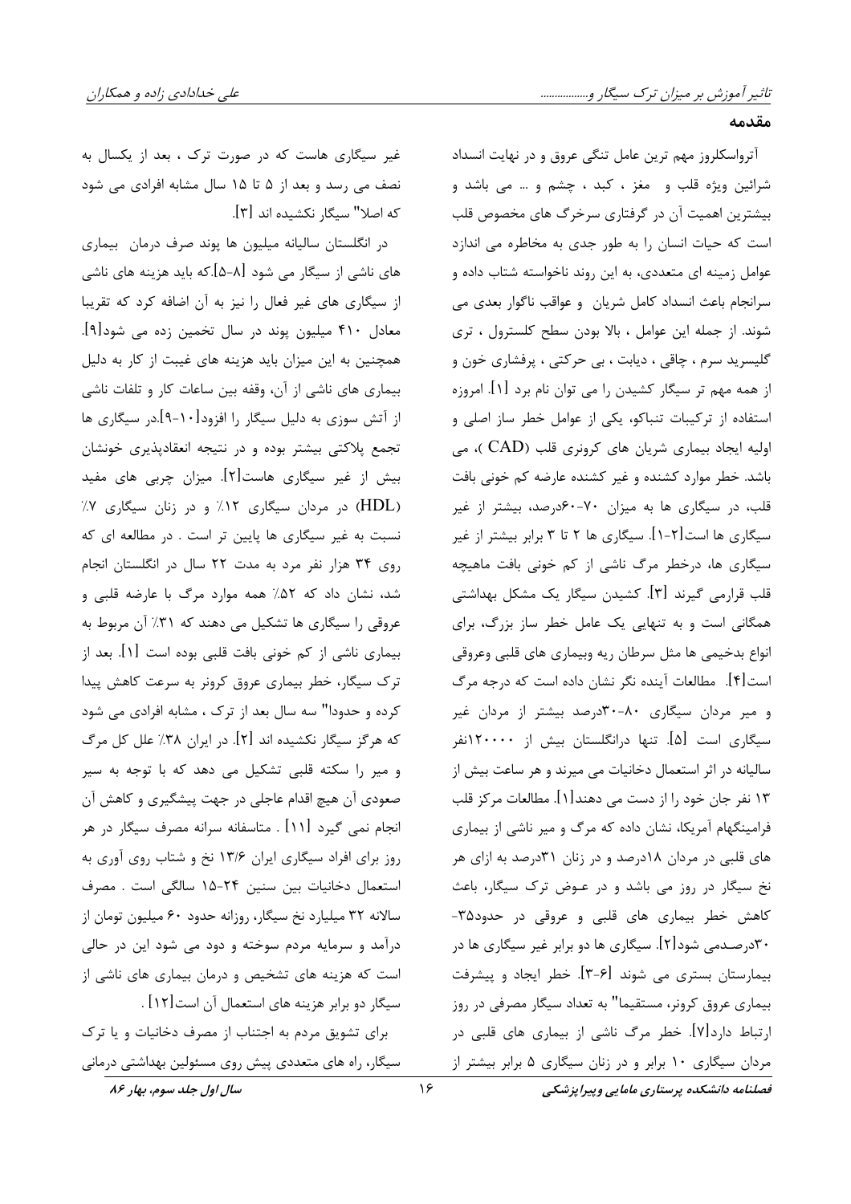## مقدمه

آترواسکلروز مهم ترین عامل تنگی عروق و در نهایت انسداد شرائین ویژه قلب و مغز ، کبد ، چشم و ... می باشد و بیشترین اهمیت آن در گرفتاری سرخرگ های مخصوص قلب است که حیات انسان را به طور جدی به مخاطره می اندازد عوامل زمینه ای متعددی، به این روند ناخواسته شتاب داده و سرانجام باعث انسداد کامل شریان و عواقب ناگوار بعدی می شوند. از جمله این عوامل ، بالا بودن سطح کلسترول ، تری گلیسرید سرم ، چاقی ، دیابت ، بی حرکتی ، پرفشاری خون و از همه مهم تر سیگار کشیدن را می توان نام برد [۱]. امروزه استفاده از ترکیبات تنباکو، یکی از عوامل خطر ساز اصلی و اولیه ایجاد بیماری شریان های کرونری قلب (CAD )، می باشد. خطر موارد کشنده و غیر کشنده عارضه کم خونی بافت قلب، در سیگاری ها به میزان ۷۰-۶۰درصد، بیشتر از غیر سیگاری ها است[۲-۱]. سیگاری ها ۲ تا ۳ برابر بیشتر از غیر سیگاری ها، درخطر مرگ ناشی از کم خونی بافت ماهیچه قلب قرارمی گیرند [۳]. کشیدن سیگار یک مشکل بهداشتی همگانی است و به تنهایی یک عامل خطر ساز بزرگ، برای انواع بدخیمی ها مثل سرطان ریه وبیماری های قلبی وعروقی است[۴]. مطالعات آینده نگر نشان داده است که درجه مرگ و میر مردان سیگاری ۸۰-۳۰درصد بیشتر از مردان غیر سیگاری است [۵]. تنها درانگلستان بیش از ۱۲۰۰۰۰نفر سالیانه در اثر استعمال دخانیات می میرند و هر ساعت بیش از ۱۳ نفر جان خود را از دست می دهند[۱]. مطالعات مرکز قلب فرامینگهام آمریکا، نشان داده که مرگ و میر ناشی از بیماری های قلبی در مردان ۱۸درصد و در زنان ۳۱درصد به ازای هر نخ سیگار در روز می باشد و در عـوض ترک سیگار، باعث کاهش خطر بیماری های قلبی و عروقی در حدود۳۵-۳۰درصـدمی شود[۲]. سیگاری ها دو برابر غیر سیگاری ها در بیمارستان بستری می شوند [۶-۳]. خطر ایجاد و پیشرفت بیماری عروق کرونر، مستقیما" به تعداد سیگار مصرفی در روز ارتباط دارد[۷]. خطر مرگ ناشی از بیماری های قلبی در مردان سیگاری ۱۰ برابر و در زنان سیگاری ۵ برابر بیشتر از غیر سیگاری هاست که در صورت ترک ، بعد از یکسال به نصف می رسد و بعد از ۵ تا ۱۵ سال مشابه افرادی می شود که اصلا" سیگار نکشیده اند [۳].

در انگلستان سالیانه میلیون ها پوند صرف درمان بیماری های ناشی از سیگار می شود [۸-۵].که باید هزینه های ناشی از سیگاری های غیر فعال را نیز به آن اضافه کرد که تقریبا معادل ۴۱۰ میلیون پوند در سال تخمین زده می شود[۹]. همچنین به این میزان باید هزینه های غیبت از کار به دلیل بیماری های ناشی از آن، وقفه بین ساعات کار و تلفات ناشی از آتش سوزی به دلیل سیگار را افزود[۱۰-۹].در سیگاری ها تجمع پلاکتی بیشتر بوده و در نتیجه انعقادپذیری خونشان بیش از غیر سیگاری هاست[۲]. میزان چربی های مفید (HDL) در مردان سیگاری ۱۲٪ و در زنان سیگاری ۷٪ نسبت به غیر سیگاری ها پایین تر است . در مطالعه ای که روی ۳۴ هزار نفر مرد به مدت ۲۲ سال در انگلستان انجام شد، نشان داد که ۵۲٪ همه موارد مرگ با عارضه قلبی و عروقی را سیگاری ها تشکیل می دهند که ۳۱٪ آن مربوط به بیماری ناشی از کم خونی بافت قلبی بوده است [۱]. بعد از ترک سیگار، خطر بیماری عروق کرونر به سرعت کاهش پیدا کرده و حدودا" سه سال بعد از ترک ، مشابه افرادی می شود که هرگز سیگار نکشیده اند [۲]. در ایران ۳۸٪ علل کل مرگ و میر را سکته قلبی تشکیل می دهد که با توجه به سیر صعودی آن هیچ اقدام عاجلی در جهت پیشگیری و کاهش آن انجام نمی گیرد [۱۱] . متاسفانه سرانه مصرف سیگار در هر روز برای افراد سیگاری ایران ۱۳/۶ نخ و شتاب روی آوری به استعمال دخانیات بین سنین ۲۴-۱۵ سالگی است . مصرف سالانه ۳۲ میلیارد نخ سیگار، روزانه حدود ۶۰ میلیون تومان از درآمد و سرمایه مردم سوخته و دود می شود این در حالی است که هزینه های تشخیص و درمان بیماری های ناشی از سیگار دو برابر هزینه های استعمال آن است[۱۲] .

برای تشویق مردم به اجتناب از مصرف دخانیات و یا ترک سیگار، راه های متعددی پیش روی مسئولین بهداشتی درمانی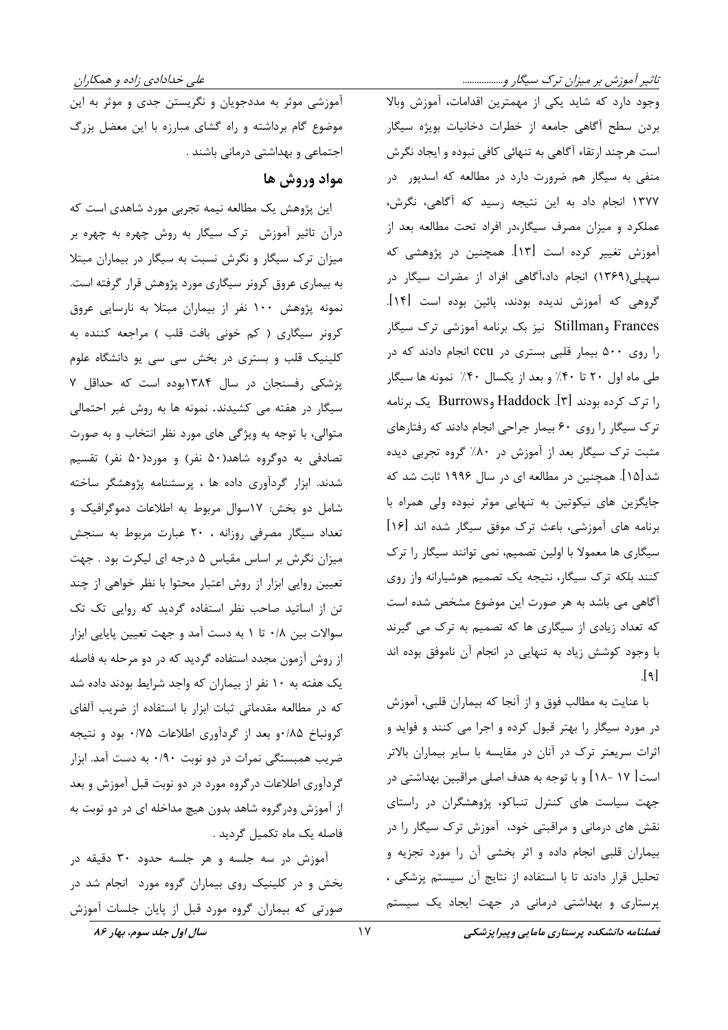وجود دارد که شاید یکی از مهمترین اقدامات، آموزش وبالا بردن سطح آگاهی جامعه از خطرات دخانیات بویژه سیگار است هرچند ارتقاء آگاهی به تنهائی کافی نبوده و ایجاد نگرش منفی به سیگار هم ضرورت دارد در مطالعه که اسدپور در ۱۳۷۷ انجام داد به این نتیجه رسید که آگاهی، نگرش، عملکرد و میزان مصرف سیگار،در افراد تحت مطالعه بعد از آموزش تغییر کرده است [۱۳]. همچنین در پژوهشی که سهیلی(۱۳۶۹) انجام داد،آگاهی افراد از مضرات سیگار در گروهی که آموزش ندیده بودند، پائین بوده است [۱۴]. Frances وStillman نیز یک برنامه آموزشی ترک سیگار را روی ۵۰۰ بیمار قلبی بستری در ccu انجام دادند که در طی ماه اول ۲۰ تا ۴۰٪ و بعد از یکسال ۴۰٪ نمونه ها سیگار را ترک کرده بودند [۳]. Haddock وBurrows یک برنامه ترک سیگار را روی ۶۰ بیمار جراحی انجام دادند که رفتارهای مثبت ترک سیگار بعد از آموزش در ۸۰٪ گروه تجربی دیده شد[۱۵]. همچنین در مطالعه ای در سال ۱۹۹۶ ثابت شد که جایگزین های نیکوتین به تنهایی موثر نبوده ولی همراه با برنامه های آموزشی، باعث ترک موفق سیگار شده اند [۱۶] سیگاری ها معمولا با اولین تصمیم، نمی توانند سیگار را ترک کنند بلکه ترک سیگار، نتیجه یک تصمیم هوشیارانه واز روی آگاهی می باشد به هر صورت این موضوع مشخص شده است که تعداد زیادی از سیگاری ها که تصمیم به ترک می گیرند با وجود کوشش زیاد به تنهایی در انجام آن ناموفق بوده اند [۹].

با عنایت به مطالب فوق و از آنجا که بیماران قلبی، آموزش در مورد سیگار را بهتر قبول کرده و اجرا می کنند و فواید و اثرات سریعتر ترک در آنان در مقایسه با سایر بیماران بالاتر است[ ۱۷ -۱۸] و با توجه به هدف اصلی مراقبین بهداشتی در جهت سیاست های کنترل تنباکو، پژوهشگران در راستای نقش های درمانی و مراقبتی خود، آموزش ترک سیگار را در بیماران قلبی انجام داده و اثر بخشی آن را مورد تجزیه و تحلیل قرار دادند تا با استفاده از نتایج آن سیستم پزشکی ، پرستاری و بهداشتی درمانی در جهت ایجاد یک سیستم آموزشی موثر به مددجویان و نگریستن جدی و موثر به این موضوع گام برداشته و راه گشای مبارزه با این معضل بزرگ اجتماعی و بهداشتی درمانی باشند .

## مواد وروش ها

این پژوهش یک مطالعه نیمه تجربی مورد شاهدی است که درآن تاثیر آموزش ترک سیگار به روش چهره به چهره بر میزان ترک سیگار و نگرش نسبت به سیگار در بیماران مبتلا به بیماری عروق کرونر سیگاری مورد پژوهش قرار گرفته است. نمونه پژوهش ۱۰۰ نفر از بیماران مبتلا به نارسایی عروق کرونر سیگاری ( کم خونی بافت قلب ) مراجعه کننده به کلینیک قلب و بستری در بخش سی سی یو دانشگاه علوم پزشکی رفسنجان در سال ۱۳۸۴بوده است که حداقل ۷ سیگار در هفته می کشیدند. نمونه ها به روش غیر احتمالی متوالی، با توجه به ویژگی های مورد نظر انتخاب و به صورت تصادفی به دوگروه شاهد(۵۰ نفر) و مورد(۵۰ نفر) تقسیم شدند. ابزار گردآوری داده ها ، پرسشنامه پژوهشگر ساخته شامل دو بخش: ۱۷سوال مربوط به اطلاعات دموگرافیک و تعداد سیگار مصرفی روزانه ، ۲۰ عبارت مربوط به سنجش میزان نگرش بر اساس مقیاس ۵ درجه ای لیکرت بود . جهت تعیین روایی ابزار از روش اعتبار محتوا با نظر خواهی از چند تن از اساتید صاحب نظر استفاده گردید که روایی تک تک سوالات بین ۰/۸ تا ۱ به دست آمد و جهت تعیین پایایی ابزار از روش آزمون مجدد استفاده گردید که در دو مرحله به فاصله یک هفته به ۱۰ نفر از بیماران که واجد شرایط بودند داده شد که در مطالعه مقدماتی ثبات ابزار با استفاده از ضریب آلفای کرونباخ ۰/۸۵و بعد از گردآوری اطلاعات ۰/۷۵ بود و نتیجه ضریب همبستگی نمرات در دو نوبت ۰/۹۰ به دست آمد. ابزار گردآوری اطلاعات درگروه مورد در دو نوبت قبل آموزش و بعد از آموزش ودرگروه شاهد بدون هیچ مداخله ای در دو نوبت به فاصله یک ماه تکمیل گردید .

آموزش در سه جلسه و هر جلسه حدود ۳۰ دقیقه در بخش و در کلینیک روی بیماران گروه مورد انجام شد در صورتی که بیماران گروه مورد قبل از پایان جلسات آموزش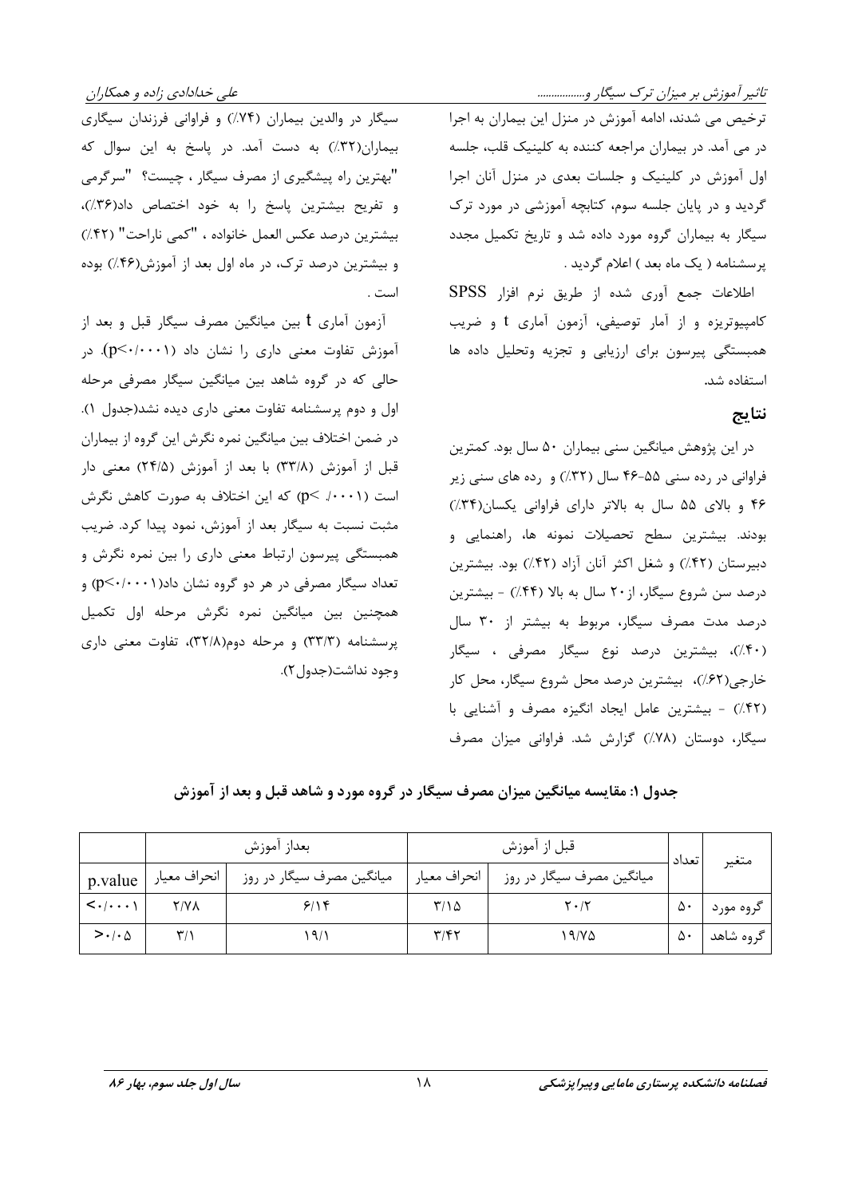ترخیص می شدند، ادامه آموزش در منزل این بیماران به اجرا در می آمد. در بیماران مراجعه کننده به کلینیک قلب، جلسه اول آموزش در کلینیک و جلسات بعدی در منزل آنان اجرا گردید و در پایان جلسه سوم، کتابچه آموزشی در مورد ترک سیگار به بیماران گروه مورد داده شد و تاریخ تکمیل مجدد پرسشنامه ( یک ماه بعد ) اعلام گردید .

اطلاعات جمع آوری شده از طریق نرم افزار SPSS کامپیوتریزه و از آمار توصیفی، آزمون آماری t و ضریب همبستگی پیرسون برای ارزیابی و تجزیه وتحلیل داده ها استفاده شد.

## نتایج

در این پژوهش میانگین سنی بیماران ۵۰ سال بود. کمترین فراوانی در رده سنی ۵۵-۴۶ سال (۳۲٪) و رده های سنی زیر ۴۶ و بالای ۵۵ سال به بالاتر دارای فراوانی یکسان(۳۴٪) بودند. بیشترین سطح تحصیلات نمونه ها، راهنمایی و دبیرستان (۴۲٪) و شغل اکثر آنان آزاد (۴۲٪) بود. بیشترین درصد سن شروع سیگار، از۲۰ سال به بالا (۴۴٪) - بیشترین درصد مدت مصرف سیگار، مربوط به بیشتر از ۳۰ سال (۴۰٪)، بیشترین درصد نوع سیگار مصرفی ، سیگار خارجی(۶۲٪)، بیشترین درصد محل شروع سیگار، محل کار (۴۲٪) - بیشترین عامل ایجاد انگیزه مصرف و آشنایی با سیگار، دوستان (۷۸٪) گزارش شد. فراوانی میزان مصرف سیگار در والدین بیماران (۷۴٪) و فراوانی فرزندان سیگاری بیماران(۳۲٪) به دست آمد. در پاسخ به این سوال که "بهترین راه پیشگیری از مصرف سیگار ، چیست؟ "سرگرمی و تفریح بیشترین پاسخ را به خود اختصاص داد(۳۶٪)، بیشترین درصد عکس العمل خانواده ، "کمی ناراحت" (۴۲٪) و بیشترین درصد ترک، در ماه اول بعد از آموزش(۴۶٪) بوده است .

آزمون آماری t بین میانگین مصرف سیگار قبل و بعد از آموزش تفاوت معنی داری را نشان داد (p<۰/۰۰۰۱). در حالی که در گروه شاهد بین میانگین سیگار مصرفی مرحله اول و دوم پرسشنامه تفاوت معنی داری دیده نشد(جدول ۱). در ضمن اختلاف بین میانگین نمره نگرش این گروه از بیماران قبل از آموزش (۳۳/۸) با بعد از آموزش (۲۴/۵) معنی دار است (p< ۰/۰۰۰۱) که این اختلاف به صورت کاهش نگرش مثبت نسبت به سیگار بعد از آموزش، نمود پیدا کرد. ضریب همبستگی پیرسون ارتباط معنی داری را بین نمره نگرش و تعداد سیگار مصرفی در هر دو گروه نشان داد(p<۰/۰۰۰۱) و همچنین بین میانگین نمره نگرش مرحله اول تکمیل پرسشنامه (۳۳/۳) و مرحله دوم(۳۲/۸)، تفاوت معنی داری وجود نداشت(جدول۲).

**جدول ۱: مقایسه میانگین میزان مصرف سیگار در گروه مورد و شاهد قبل و بعد از آموزش**

| متغیر | تعداد | قبل از آموزش | | بعداز آموزش | | p.value |
|---|---|---|---|---|---|---|
| | | میانگین مصرف سیگار در روز | انحراف معیار | میانگین مصرف سیگار در روز | انحراف معیار | |
| گروه مورد | ۵۰ | ۲۰/۲ | ۳/۱۵ | ۶/۱۴ | ۲/۷۸ | <۰/۰۰۰۱ |
| گروه شاهد | ۵۰ | ۱۹/۷۵ | ۳/۴۲ | ۱۹/۱ | ۳/۱ | >۰/۰۵ |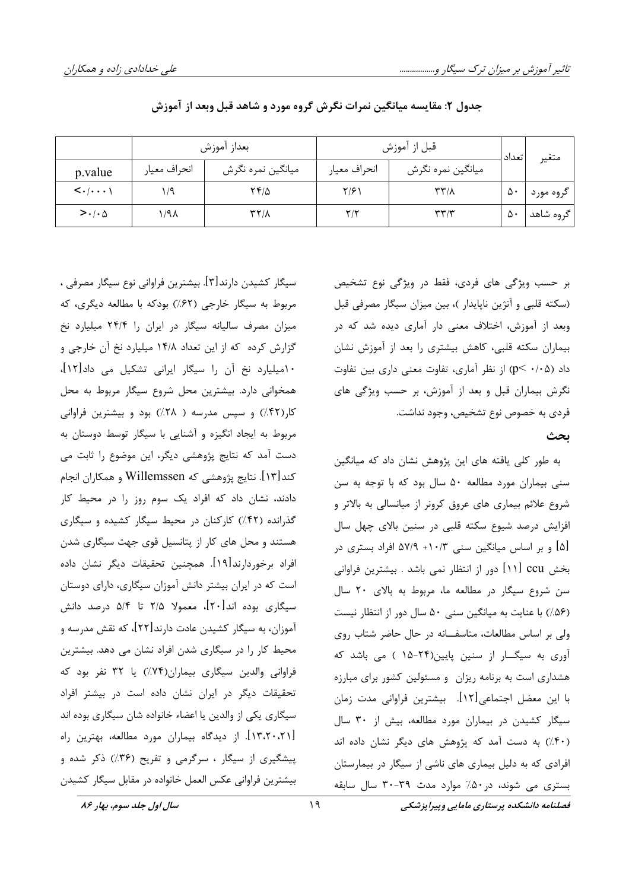**جدول ۲: مقایسه میانگین نمرات نگرش گروه مورد و شاهد قبل وبعد از آموزش**

| متغیر | تعداد | قبل از آموزش | | بعداز آموزش | | p.value |
|---|---|---|---|---|---|---|
| | | میانگین نمره نگرش | انحراف معیار | میانگین نمره نگرش | انحراف معیار | |
| گروه مورد | ۵۰ | ۳۳/۸ | ۲/۶۱ | ۲۴/۵ | ۱/۹ | $<$۰/۰۰۰۱ |
| گروه شاهد | ۵۰ | ۳۳/۳ | ۲/۲ | ۳۲/۸ | ۱/۹۸ | $>$۰/۰۵ |

بر حسب ویژگی های فردی، فقط در ویژگی نوع تشخیص (سکته قلبی و آنژین ناپایدار )، بین میزان سیگار مصرفی قبل وبعد از آموزش، اختلاف معنی دار آماری دیده شد که در بیماران سکته قلبی، کاهش بیشتری را بعد از آموزش نشان داد ($p< ۰/۰۵$) از نظر آماری، تفاوت معنی داری بین تفاوت نگرش بیماران قبل و بعد از آموزش، بر حسب ویژگی های فردی به خصوص نوع تشخیص، وجود نداشت.

## بحث

به طور کلی یافته های این پژوهش نشان داد که میانگین سنی بیماران مورد مطالعه ۵۰ سال بود که با توجه به سن شروع علائم بیماری های عروق کرونر از میانسالی به بالاتر و افزایش درصد شیوع سکته قلبی در سنین بالای چهل سال [۵] و بر اساس میانگین سنی ۱۰/۳ +- ۵۷/۹ افراد بستری در بخش ccu [۱۱] دور از انتظار نمی باشد . بیشترین فراوانی سن شروع سیگار در مطالعه ما، مربوط به بالای ۲۰ سال (۵۶٪) با عنایت به میانگین سنی ۵۰ سال دور از انتظار نیست ولی بر اساس مطالعات، متاسفــانه در حال حاضر شتاب روی آوری به سیگــار از سنین پایین(۲۴-۱۵ ) می باشد که هشداری است به برنامه ریزان و مسئولین کشور برای مبارزه با این معضل اجتماعی[۱۲]. بیشترین فراوانی مدت زمان سیگار کشیدن در بیماران مورد مطالعه، بیش از ۳۰ سال (۴۰٪) به دست آمد که پژوهش های دیگر نشان داده اند افرادی که به دلیل بیماری های ناشی از سیگار در بیمارستان بستری می شوند، در۵۰٪ موارد مدت ۳۹-۳۰ سال سابقه سیگار کشیدن دارند[۳]. بیشترین فراوانی نوع سیگار مصرفی ، مربوط به سیگار خارجی (۶۲٪) بودکه با مطالعه دیگری، که میزان مصرف سالیانه سیگار در ایران را ۲۴/۴ میلیارد نخ گزارش کرده که از این تعداد ۱۴/۸ میلیارد نخ آن خارجی و ۱۰میلیارد نخ آن را سیگار ایرانی تشکیل می داد[۱۲]، همخوانی دارد. بیشترین محل شروع سیگار مربوط به محل کار(۴۲٪) و سپس مدرسه ( ۲۸٪) بود و بیشترین فراوانی مربوط به ایجاد انگیزه و آشنایی با سیگار توسط دوستان به دست آمد که نتایج پژوهشی دیگر، این موضوع را ثابت می کنند[۱۳]. نتایج پژوهشی که Willemssen و همکاران انجام دادند، نشان داد که افراد یک سوم روز را در محیط کار گذرانده (۴۲٪) کارکنان در محیط سیگار کشیده و سیگاری هستند و محل های کار از پتانسیل قوی جهت سیگاری شدن افراد برخوردارند[۱۹]. همچنین تحقیقات دیگر نشان داده است که در ایران بیشتر دانش آموزان سیگاری، دارای دوستان سیگاری بوده اند[۲۰]، معمولا ۲/۵ تا ۵/۴ درصد دانش آموزان، به سیگار کشیدن عادت دارند[۲۲]، که نقش مدرسه و محیط کار را در سیگاری شدن افراد نشان می دهد. بیشترین فراوانی والدین سیگاری بیماران(۷۴٪) یا ۳۲ نفر بود که تحقیقات دیگر در ایران نشان داده است در بیشتر افراد سیگاری یکی از والدین یا اعضاء خانواده شان سیگاری بوده اند [۱۳،۲۰،۲۱]. از دیدگاه بیماران مورد مطالعه، بهترین راه پیشگیری از سیگار ، سرگرمی و تفریح (۳۶٪) ذکر شده و بیشترین فراوانی عکس العمل خانواده در مقابل سیگار کشیدن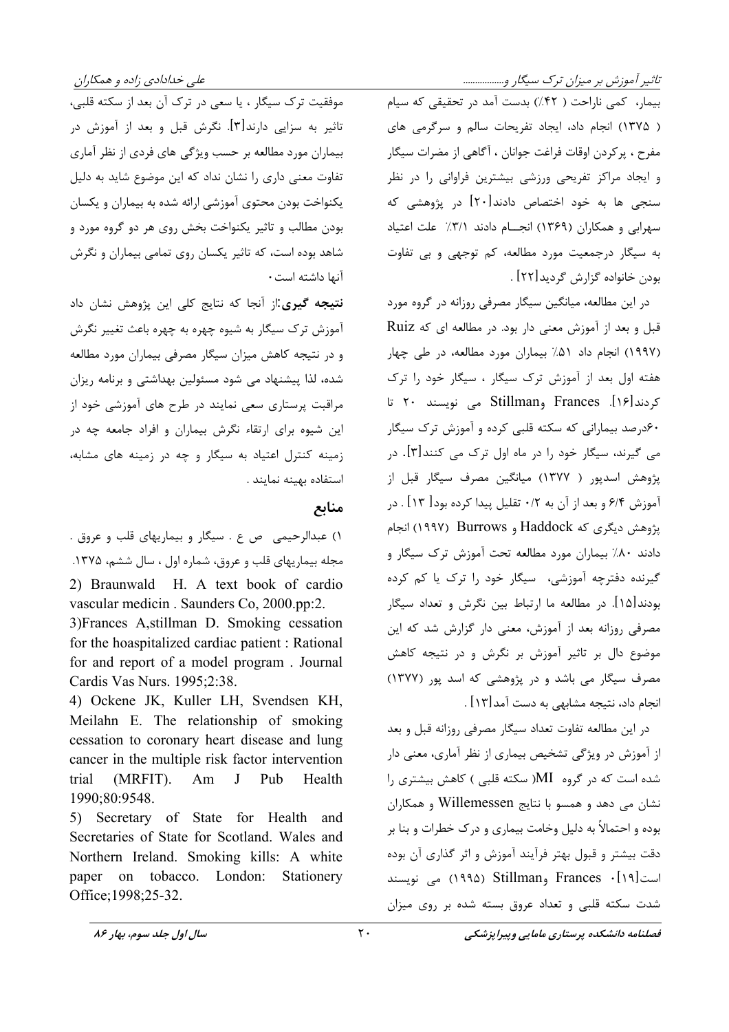بیمار، کمی ناراحت (۴۲٪) بدست آمد در تحقیقی که سیام (۱۳۷۵) انجام داد، ایجاد تفریحات سالم و سرگرمی های مفرح ، پرکردن اوقات فراغت جوانان ، آگاهی از مضرات سیگار و ایجاد مراکز تفریحی ورزشی بیشترین فراوانی را در نظر سنجی ها به خود اختصاص دادند[۲۰] در پژوهشی که سهرابی و همکاران (۱۳۶۹) انجـــام دادند ۳/۱٪ علت اعتیاد به سیگار درجمعیت مورد مطالعه، کم توجهی و بی تفاوت بودن خانواده گزارش گردید[۲۲] .

در این مطالعه، میانگین سیگار مصرفی روزانه در گروه مورد قبل و بعد از آموزش معنی دار بود. در مطالعه ای که Ruiz (۱۹۹۷) انجام داد ۵۱٪ بیماران مورد مطالعه، در طی چهار هفته اول بعد از آموزش ترک سیگار ، سیگار خود را ترک کردند[۱۶]. Frances وStillman می نویسند ۲۰ تا ۶۰درصد بیمارانی که سکته قلبی کرده و آموزش ترک سیگار می گیرند، سیگار خود را در ماه اول ترک می کنند[۳]. در پژوهش اسدپور ( ۱۳۷۷) میانگین مصرف سیگار قبل از آموزش ۶/۴ و بعد از آن به ۰/۲ تقلیل پیدا کرده بود[ ۱۳] . در پژوهش دیگری که Haddock و Burrows (۱۹۹۷) انجام دادند ۸۰٪ بیماران مورد مطالعه تحت آموزش ترک سیگار و گیرنده دفترچه آموزشی، سیگار خود را ترک یا کم کرده بودند[۱۵]. در مطالعه ما ارتباط بین نگرش و تعداد سیگار مصرفی روزانه بعد از آموزش، معنی دار گزارش شد که این موضوع دال بر تاثیر آموزش بر نگرش و در نتیجه کاهش مصرف سیگار می باشد و در پژوهشی که اسد پور (۱۳۷۷) انجام داد، نتیجه مشابهی به دست آمد[۱۳] .

در این مطالعه تفاوت تعداد سیگار مصرفی روزانه قبل و بعد از آموزش در ویژگی تشخیص بیماری از نظر آماری، معنی دار شده است که در گروه MI( سکته قلبی ) کاهش بیشتری را نشان می دهد و همسو با نتایج Willemessen و همکاران بوده و احتمالاً به دلیل وخامت بیماری و درک خطرات و بنا بر دقت بیشتر و قبول بهتر فرآیند آموزش و اثر گذاری آن بوده است[۱۹]. Frances وStillman (۱۹۹۵) می نویسند شدت سکته قلبی و تعداد عروق بسته شده بر روی میزان موفقیت ترک سیگار ، یا سعی در ترک آن بعد از سکته قلبی، تاثیر به سزایی دارند[۳]. نگرش قبل و بعد از آموزش در بیماران مورد مطالعه بر حسب ویژگی های فردی از نظر آماری تفاوت معنی داری را نشان نداد که این موضوع شاید به دلیل یکنواخت بودن محتوی آموزشی ارائه شده به بیماران و یکسان بودن مطالب و تاثیر یکنواخت بخش روی هر دو گروه مورد و شاهد بوده است، که تاثیر یکسان روی تمامی بیماران و نگرش آنها داشته است.

**نتیجه گیری:**از آنجا که نتایج کلی این پژوهش نشان داد آموزش ترک سیگار به شیوه چهره به چهره باعث تغییر نگرش و در نتیجه کاهش میزان سیگار مصرفی بیماران مورد مطالعه شده، لذا پیشنهاد می شود مسئولین بهداشتی و برنامه ریزان مراقبت پرستاری سعی نمایند در طرح های آموزشی خود از این شیوه برای ارتقاء نگرش بیماران و افراد جامعه چه در زمینه کنترل اعتیاد به سیگار و چه در زمینه های مشابه، استفاده بهینه نمایند .

## منابع

۱) عبدالرحیمی ص ع . سیگار و بیماریهای قلب و عروق . مجله بیماریهای قلب و عروق، شماره اول ، سال ششم، ۱۳۷۵.

2) Braunwald H. A text book of cardio vascular medicin . Saunders Co, 2000.pp:2.

3)Frances A,stillman D. Smoking cessation for the hoaspitalized cardiac patient : Rational for and report of a model program . Journal Cardis Vas Nurs. 1995;2:38.

4) Ockene JK, Kuller LH, Svendsen KH, Meilahn E. The relationship of smoking cessation to coronary heart disease and lung cancer in the multiple risk factor intervention trial (MRFIT). Am J Pub Health 1990;80:9548.

5) Secretary of State for Health and Secretaries of State for Scotland. Wales and Northern Ireland. Smoking kills: A white paper on tobacco. London: Stationery Office;1998;25-32.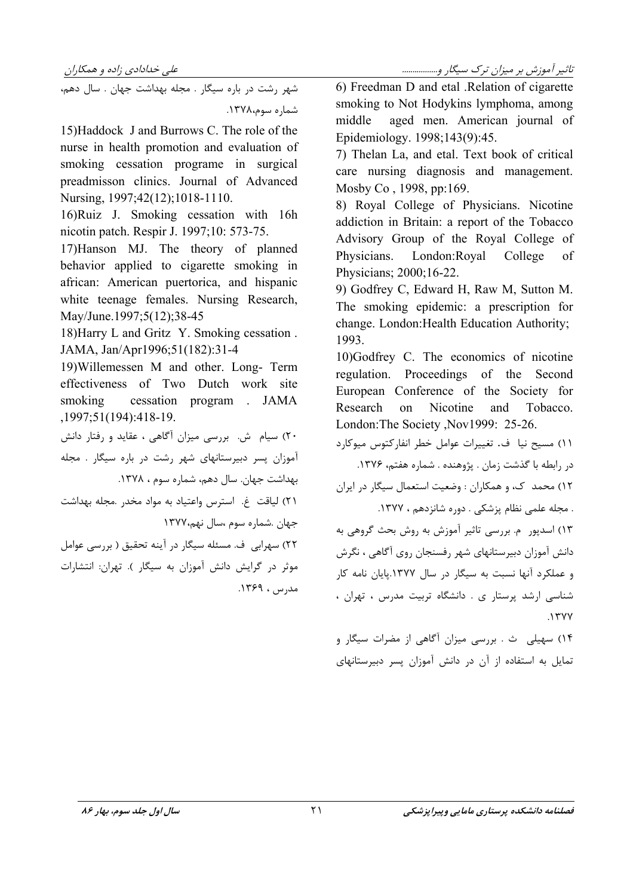6) Freedman D and etal .Relation of cigarette smoking to Not Hodykins lymphoma, among middle aged men. American journal of Epidemiology. 1998;143(9):45.

7) Thelan La, and etal. Text book of critical care nursing diagnosis and management. Mosby Co , 1998, pp:169.

8) Royal College of Physicians. Nicotine addiction in Britain: a report of the Tobacco Advisory Group of the Royal College of Physicians. London:Royal College of Physicians; 2000;16-22.

9) Godfrey C, Edward H, Raw M, Sutton M. The smoking epidemic: a prescription for change. London:Health Education Authority; 1993.

10)Godfrey C. The economics of nicotine regulation. Proceedings of the Second European Conference of the Society for Research on Nicotine and Tobacco. London:The Society ,Nov1999: 25-26.

۱۱) مسیح نیا ف. تغییرات عوامل خطر انفارکتوس میوکارد در رابطه با گذشت زمان . پژوهنده . شماره هفتم، ۱۳۷۶.

۱۲) محمد ک، و همکاران : وضعیت استعمال سیگار در ایران . مجله علمی نظام پزشکی . دوره شانزدهم ، ۱۳۷۷.

۱۳) اسدپور م. بررسی تاثیر آموزش به روش بحث گروهی به دانش آموزان دبیرستانهای شهر رفسنجان روی آگاهی ، نگرش و عملکرد آنها نسبت به سیگار در سال ۱۳۷۷.پایان نامه کار شناسی ارشد پرستار ی . دانشگاه تربیت مدرس ، تهران ، ۱۳۷۷.

۱۴) سهیلی ث . بررسی میزان آگاهی از مضرات سیگار و تمایل به استفاده از آن در دانش آموزان پسر دبیرستانهای شهر رشت در باره سیگار . مجله بهداشت جهان . سال دهم، شماره سوم،۱۳۷۸.

15)Haddock J and Burrows C. The role of the nurse in health promotion and evaluation of smoking cessation programe in surgical preadmisson clinics. Journal of Advanced Nursing, 1997;42(12);1018-1110.

16)Ruiz J. Smoking cessation with 16h nicotin patch. Respir J. 1997;10: 573-75.

17)Hanson MJ. The theory of planned behavior applied to cigarette smoking in african: American puertorica, and hispanic white teenage females. Nursing Research, May/June.1997;5(12);38-45

18)Harry L and Gritz Y. Smoking cessation . JAMA, Jan/Apr1996;51(182):31-4

19)Willemessen M and other. Long- Term effectiveness of Two Dutch work site smoking cessation program . JAMA ,1997;51(194):418-19.

۲۰) سیام ش. بررسی میزان آگاهی ، عقاید و رفتار دانش آموزان پسر دبیرستانهای شهر رشت در باره سیگار . مجله بهداشت جهان. سال دهم، شماره سوم ، ۱۳۷۸.

۲۱) لیاقت غ. استرس واعتیاد به مواد مخدر .مجله بهداشت جهان .شماره سوم ،سال نهم،۱۳۷۷

۲۲) سهرابی ف. مسئله سیگار در آینه تحقیق ( بررسی عوامل موثر در گرایش دانش آموزان به سیگار ). تهران: انتشارات مدرس ، ۱۳۶۹.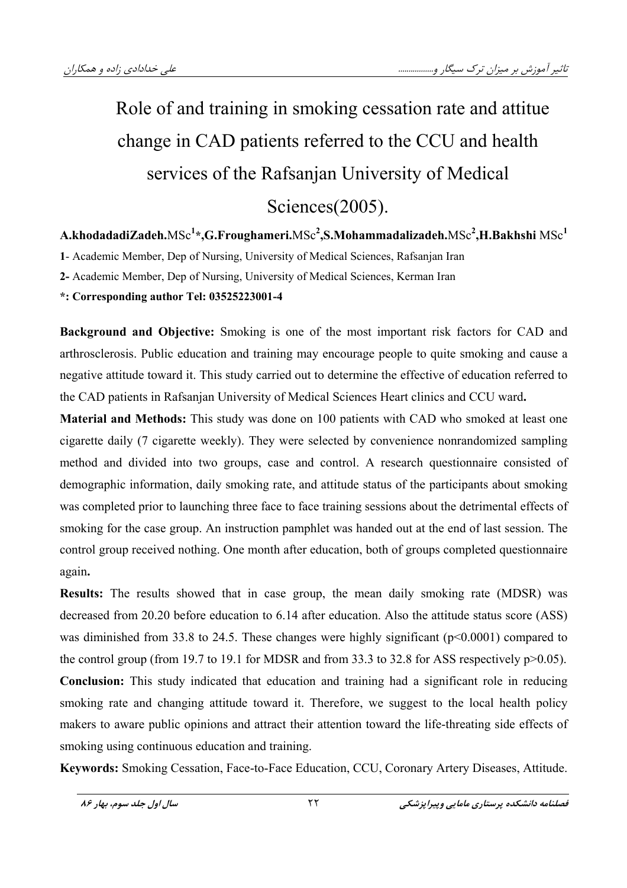# Role of and training in smoking cessation rate and attitue change in CAD patients referred to the CCU and health services of the Rafsanjan University of Medical Sciences(2005).

**A.khodadadiZadeh.**MSc[1]***,G.Froughameri.**MSc[2]**,S.Mohammadalizadeh.**MSc[2]**,H.Bakhshi** MSc[1]

**1**- Academic Member, Dep of Nursing, University of Medical Sciences, Rafsanjan Iran

**2-** Academic Member, Dep of Nursing, University of Medical Sciences, Kerman Iran

***: Corresponding author Tel: 03525223001-4**

**Background and Objective:** Smoking is one of the most important risk factors for CAD and arthrosclerosis. Public education and training may encourage people to quite smoking and cause a negative attitude toward it. This study carried out to determine the effective of education referred to the CAD patients in Rafsanjan University of Medical Sciences Heart clinics and CCU ward**.**

**Material and Methods:** This study was done on 100 patients with CAD who smoked at least one cigarette daily (7 cigarette weekly). They were selected by convenience nonrandomized sampling method and divided into two groups, case and control. A research questionnaire consisted of demographic information, daily smoking rate, and attitude status of the participants about smoking was completed prior to launching three face to face training sessions about the detrimental effects of smoking for the case group. An instruction pamphlet was handed out at the end of last session. The control group received nothing. One month after education, both of groups completed questionnaire again**.**

**Results:** The results showed that in case group, the mean daily smoking rate (MDSR) was decreased from 20.20 before education to 6.14 after education. Also the attitude status score (ASS) was diminished from 33.8 to 24.5. These changes were highly significant ($p<0.0001$) compared to the control group (from 19.7 to 19.1 for MDSR and from 33.3 to 32.8 for ASS respectively $p>0.05$).

**Conclusion:** This study indicated that education and training had a significant role in reducing smoking rate and changing attitude toward it. Therefore, we suggest to the local health policy makers to aware public opinions and attract their attention toward the life-threating side effects of smoking using continuous education and training.

**Keywords:** Smoking Cessation, Face-to-Face Education, CCU, Coronary Artery Diseases, Attitude.